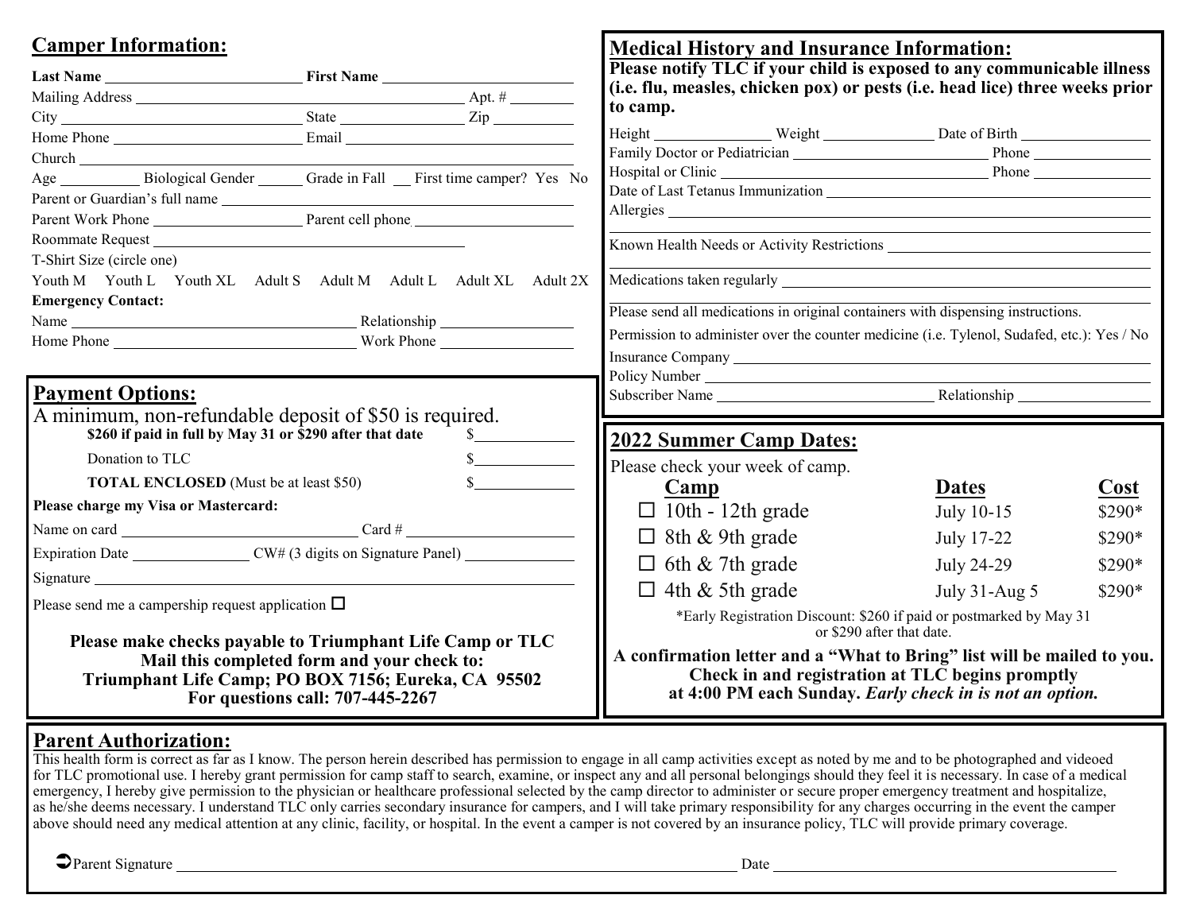## Camper Information:

Last Name ______________________ First Name ______________________

Mailing Address ________________________________________ Apt. # ________

City ______________________ State ______________ Zip __________

Home Phone ______________________ Email ______________________

Church ________________________________________________

Age __________ Biological Gender ______ Grade in Fall __ First time camper? Yes No

Parent or Guardian's full name ________________________________________

Parent Work Phone ____________________ Parent cell phone ____________________

Roommate Request ________________________________________

T-Shirt Size (circle one)

Youth M Youth L Youth XL Adult S Adult M Adult L Adult XL Adult 2X

**Emergency Contact:**

Name ________________________________ Relationship ________________

Home Phone ________________________________ Work Phone ________________

## Payment Options:

A minimum, non-refundable deposit of $50 is required.

**$260 if paid in full by May 31 or $290 after that date** $__________

Donation to TLC $__________

**TOTAL ENCLOSED** (Must be at least $50) $__________

**Please charge my Visa or Mastercard:**

Name on card ____________________________ Card # ____________________

Expiration Date ______________ CW# (3 digits on Signature Panel) ______________

Signature ________________________________________________

Please send me a campership request application ☐

**Please make checks payable to Triumphant Life Camp or TLC**
**Mail this completed form and your check to:**
**Triumphant Life Camp; PO BOX 7156; Eureka, CA 95502**
**For questions call: 707-445-2267**

## Medical History and Insurance Information:

**Please notify TLC if your child is exposed to any communicable illness (i.e. flu, measles, chicken pox) or pests (i.e. head lice) three weeks prior to camp.**

Height ______________ Weight ______________ Date of Birth ______________

Family Doctor or Pediatrician ____________________________ Phone ______________

Hospital or Clinic ____________________________ Phone ______________

Date of Last Tetanus Immunization ________________________________________

Allergies ________________________________________________

Known Health Needs or Activity Restrictions ________________________________

Medications taken regularly ________________________________________

Please send all medications in original containers with dispensing instructions.

Permission to administer over the counter medicine (i.e. Tylenol, Sudafed, etc.): Yes / No

Insurance Company ________________________________________________

Policy Number ________________________________________________

Subscriber Name ____________________________ Relationship ________________

## 2022 Summer Camp Dates:

Please check your week of camp.

| Camp | Dates | Cost |
|---|---|---|
| ☐ 10th - 12th grade | July 10-15 | $290* |
| ☐ 8th & 9th grade | July 17-22 | $290* |
| ☐ 6th & 7th grade | July 24-29 | $290* |
| ☐ 4th & 5th grade | July 31-Aug 5 | $290* |

*Early Registration Discount: $260 if paid or postmarked by May 31 or $290 after that date.

**A confirmation letter and a "What to Bring" list will be mailed to you.**
**Check in and registration at TLC begins promptly at 4:00 PM each Sunday.** ***Early check in is not an option.***

## Parent Authorization:

This health form is correct as far as I know. The person herein described has permission to engage in all camp activities except as noted by me and to be photographed and videoed for TLC promotional use. I hereby grant permission for camp staff to search, examine, or inspect any and all personal belongings should they feel it is necessary. In case of a medical emergency, I hereby give permission to the physician or healthcare professional selected by the camp director to administer or secure proper emergency treatment and hospitalize, as he/she deems necessary. I understand TLC only carries secondary insurance for campers, and I will take primary responsibility for any charges occurring in the event the camper above should need any medical attention at any clinic, facility, or hospital. In the event a camper is not covered by an insurance policy, TLC will provide primary coverage.

➲Parent Signature ________________________________________ Date ____________________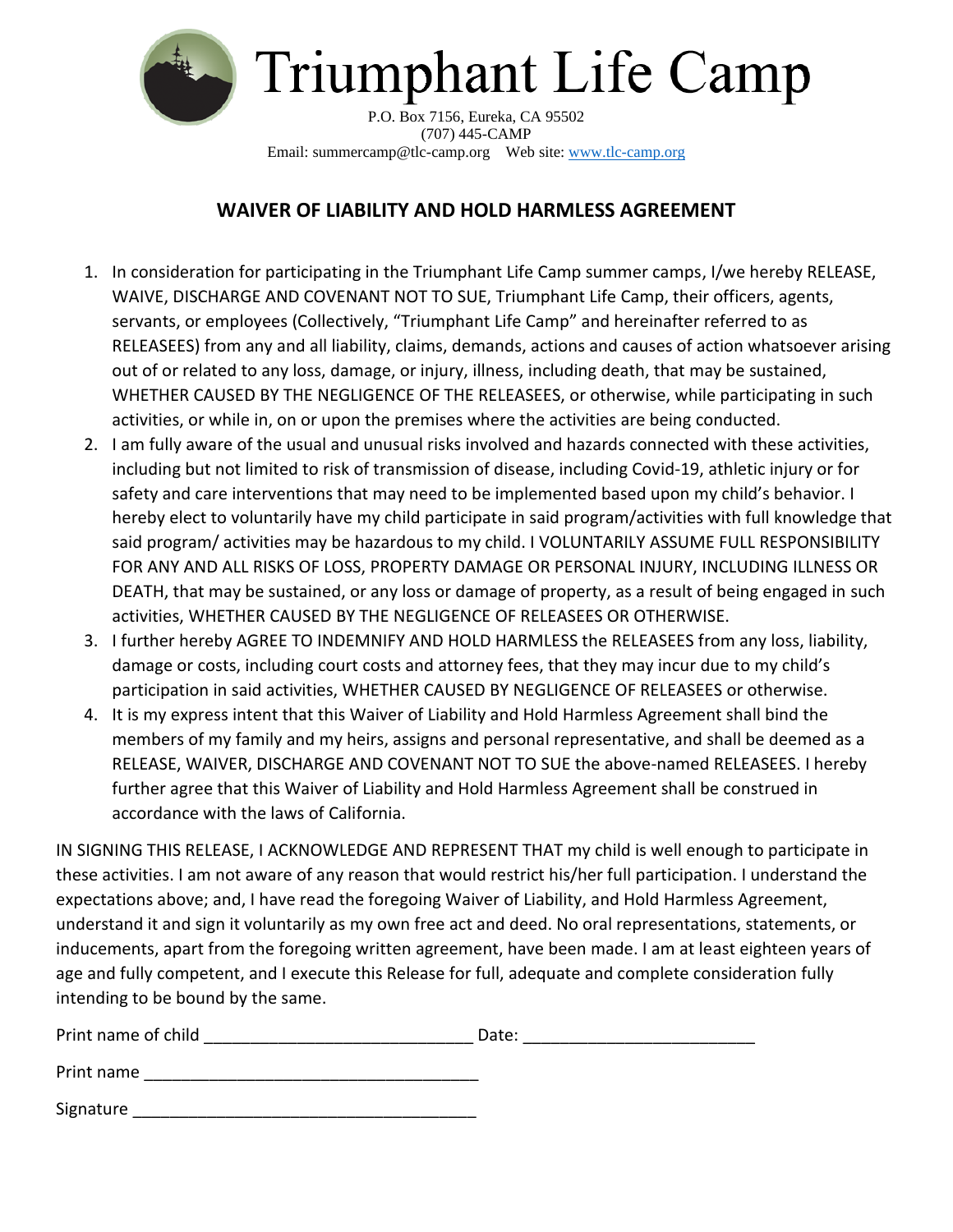# Triumphant Life Camp

P.O. Box 7156, Eureka, CA 95502
(707) 445-CAMP
Email: summercamp@tlc-camp.org Web site: [www.tlc-camp.org](http://www.tlc-camp.org)

## WAIVER OF LIABILITY AND HOLD HARMLESS AGREEMENT

1. In consideration for participating in the Triumphant Life Camp summer camps, I/we hereby RELEASE, WAIVE, DISCHARGE AND COVENANT NOT TO SUE, Triumphant Life Camp, their officers, agents, servants, or employees (Collectively, "Triumphant Life Camp" and hereinafter referred to as RELEASEES) from any and all liability, claims, demands, actions and causes of action whatsoever arising out of or related to any loss, damage, or injury, illness, including death, that may be sustained, WHETHER CAUSED BY THE NEGLIGENCE OF THE RELEASEES, or otherwise, while participating in such activities, or while in, on or upon the premises where the activities are being conducted.
2. I am fully aware of the usual and unusual risks involved and hazards connected with these activities, including but not limited to risk of transmission of disease, including Covid-19, athletic injury or for safety and care interventions that may need to be implemented based upon my child's behavior. I hereby elect to voluntarily have my child participate in said program/activities with full knowledge that said program/ activities may be hazardous to my child. I VOLUNTARILY ASSUME FULL RESPONSIBILITY FOR ANY AND ALL RISKS OF LOSS, PROPERTY DAMAGE OR PERSONAL INJURY, INCLUDING ILLNESS OR DEATH, that may be sustained, or any loss or damage of property, as a result of being engaged in such activities, WHETHER CAUSED BY THE NEGLIGENCE OF RELEASEES OR OTHERWISE.
3. I further hereby AGREE TO INDEMNIFY AND HOLD HARMLESS the RELEASEES from any loss, liability, damage or costs, including court costs and attorney fees, that they may incur due to my child's participation in said activities, WHETHER CAUSED BY NEGLIGENCE OF RELEASEES or otherwise.
4. It is my express intent that this Waiver of Liability and Hold Harmless Agreement shall bind the members of my family and my heirs, assigns and personal representative, and shall be deemed as a RELEASE, WAIVER, DISCHARGE AND COVENANT NOT TO SUE the above-named RELEASEES. I hereby further agree that this Waiver of Liability and Hold Harmless Agreement shall be construed in accordance with the laws of California.

IN SIGNING THIS RELEASE, I ACKNOWLEDGE AND REPRESENT THAT my child is well enough to participate in these activities. I am not aware of any reason that would restrict his/her full participation. I understand the expectations above; and, I have read the foregoing Waiver of Liability, and Hold Harmless Agreement, understand it and sign it voluntarily as my own free act and deed. No oral representations, statements, or inducements, apart from the foregoing written agreement, have been made. I am at least eighteen years of age and fully competent, and I execute this Release for full, adequate and complete consideration fully intending to be bound by the same.

Print name of child ____________________________ Date: ________________________

Print name ___________________________________

Signature ____________________________________